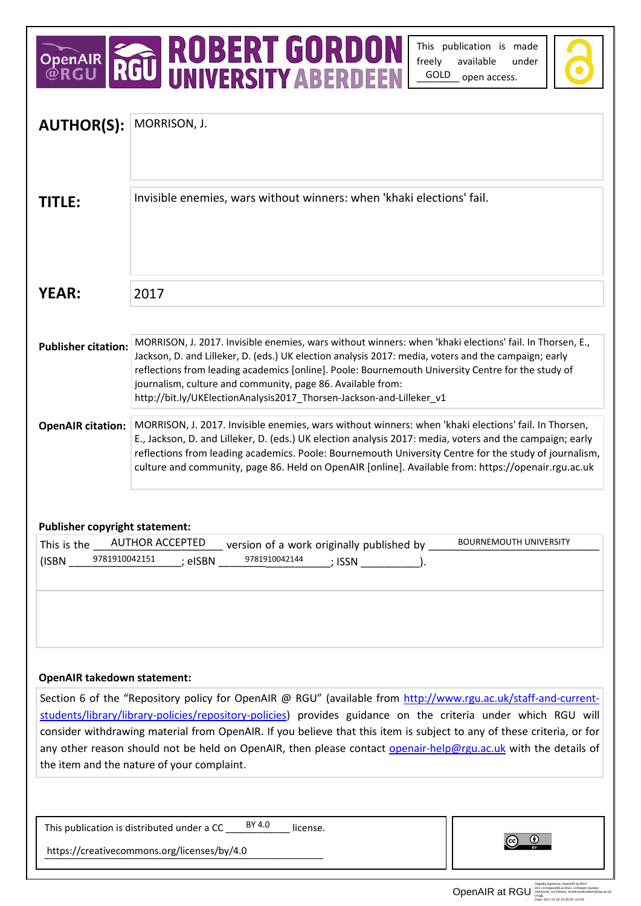OpenAIR @RGU | ROBERT GORDON UNIVERSITY ABERDEEN

This publication is made freely available under GOLD open access.

**AUTHOR(S):** MORRISON, J.

**TITLE:** Invisible enemies, wars without winners: when 'khaki elections' fail.

**YEAR:** 2017

**Publisher citation:** MORRISON, J. 2017. Invisible enemies, wars without winners: when 'khaki elections' fail. In Thorsen, E., Jackson, D. and Lilleker, D. (eds.) UK election analysis 2017: media, voters and the campaign; early reflections from leading academics [online]. Poole: Bournemouth University Centre for the study of journalism, culture and community, page 86. Available from: http://bit.ly/UKElectionAnalysis2017_Thorsen-Jackson-and-Lilleker_v1

**OpenAIR citation:** MORRISON, J. 2017. Invisible enemies, wars without winners: when 'khaki elections' fail. In Thorsen, E., Jackson, D. and Lilleker, D. (eds.) UK election analysis 2017: media, voters and the campaign; early reflections from leading academics. Poole: Bournemouth University Centre for the study of journalism, culture and community, page 86. Held on OpenAIR [online]. Available from: https://openair.rgu.ac.uk

**Publisher copyright statement:**

This is the AUTHOR ACCEPTED version of a work originally published by BOURNEMOUTH UNIVERSITY (ISBN 9781910042151; eISBN 9781910042144; ISSN ______).

**OpenAIR takedown statement:**

Section 6 of the "Repository policy for OpenAIR @ RGU" (available from http://www.rgu.ac.uk/staff-and-current-students/library/library-policies/repository-policies) provides guidance on the criteria under which RGU will consider withdrawing material from OpenAIR. If you believe that this item is subject to any of these criteria, or for any other reason should not be held on OpenAIR, then please contact openair-help@rgu.ac.uk with the details of the item and the nature of your complaint.

This publication is distributed under a CC BY 4.0 license.

https://creativecommons.org/licenses/by/4.0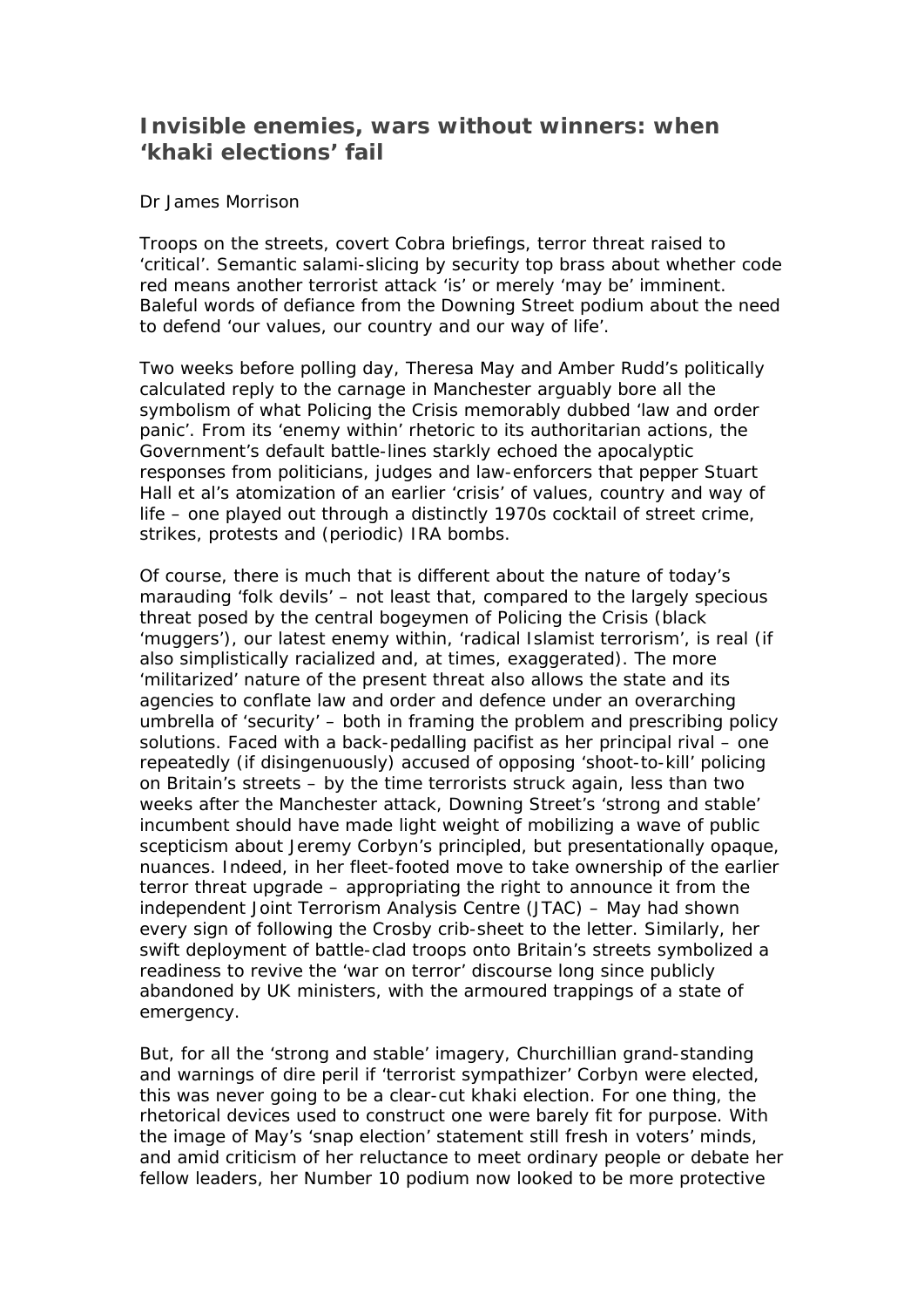## Invisible enemies, wars without winners: when 'khaki elections' fail

Dr James Morrison

Troops on the streets, covert Cobra briefings, terror threat raised to 'critical'. Semantic salami-slicing by security top brass about whether code red means another terrorist attack 'is' or merely 'may be' imminent. Baleful words of defiance from the Downing Street podium about the need to defend 'our values, our country and our way of life'.

Two weeks before polling day, Theresa May and Amber Rudd's politically calculated reply to the carnage in Manchester arguably bore all the symbolism of what Policing the Crisis memorably dubbed 'law and order panic'. From its 'enemy within' rhetoric to its authoritarian actions, the Government's default battle-lines starkly echoed the apocalyptic responses from politicians, judges and law-enforcers that pepper Stuart Hall et al's atomization of an earlier 'crisis' of values, country and way of life – one played out through a distinctly 1970s cocktail of street crime, strikes, protests and (periodic) IRA bombs.

Of course, there is much that is different about the nature of today's marauding 'folk devils' – not least that, compared to the largely specious threat posed by the central bogeymen of Policing the Crisis (black 'muggers'), our latest enemy within, 'radical Islamist terrorism', is real (if also simplistically racialized and, at times, exaggerated). The more 'militarized' nature of the present threat also allows the state and its agencies to conflate law and order and defence under an overarching umbrella of 'security' – both in framing the problem and prescribing policy solutions. Faced with a back-pedalling pacifist as her principal rival – one repeatedly (if disingenuously) accused of opposing 'shoot-to-kill' policing on Britain's streets – by the time terrorists struck again, less than two weeks after the Manchester attack, Downing Street's 'strong and stable' incumbent should have made light weight of mobilizing a wave of public scepticism about Jeremy Corbyn's principled, but presentationally opaque, nuances. Indeed, in her fleet-footed move to take ownership of the earlier terror threat upgrade – appropriating the right to announce it from the independent Joint Terrorism Analysis Centre (JTAC) – May had shown every sign of following the Crosby crib-sheet to the letter. Similarly, her swift deployment of battle-clad troops onto Britain's streets symbolized a readiness to revive the 'war on terror' discourse long since publicly abandoned by UK ministers, with the armoured trappings of a state of emergency.

But, for all the 'strong and stable' imagery, Churchillian grand-standing and warnings of dire peril if 'terrorist sympathizer' Corbyn were elected, this was never going to be a clear-cut khaki election. For one thing, the rhetorical devices used to construct one were barely fit for purpose. With the image of May's 'snap election' statement still fresh in voters' minds, and amid criticism of her reluctance to meet ordinary people or debate her fellow leaders, her Number 10 podium now looked to be more protective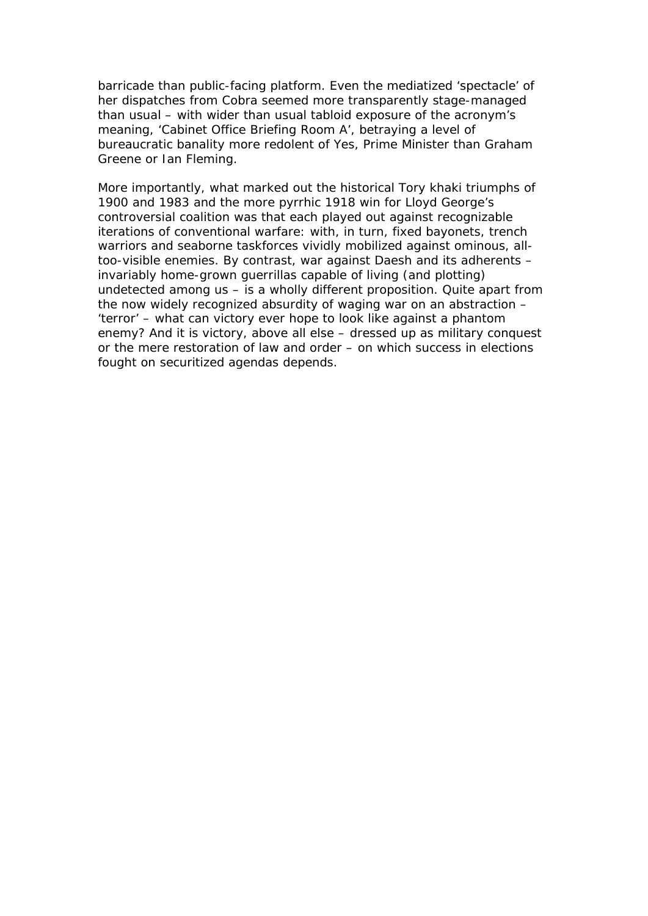barricade than public-facing platform. Even the mediatized 'spectacle' of her dispatches from Cobra seemed more transparently stage-managed than usual – with wider than usual tabloid exposure of the acronym's meaning, 'Cabinet Office Briefing Room A', betraying a level of bureaucratic banality more redolent of Yes, Prime Minister than Graham Greene or Ian Fleming.

More importantly, what marked out the historical Tory khaki triumphs of 1900 and 1983 and the more pyrrhic 1918 win for Lloyd George's controversial coalition was that each played out against recognizable iterations of conventional warfare: with, in turn, fixed bayonets, trench warriors and seaborne taskforces vividly mobilized against ominous, all-too-visible enemies. By contrast, war against Daesh and its adherents – invariably home-grown guerrillas capable of living (and plotting) undetected among us – is a wholly different proposition. Quite apart from the now widely recognized absurdity of waging war on an abstraction – 'terror' – what can victory ever hope to look like against a phantom enemy? And it is victory, above all else – dressed up as military conquest or the mere restoration of law and order – on which success in elections fought on securitized agendas depends.